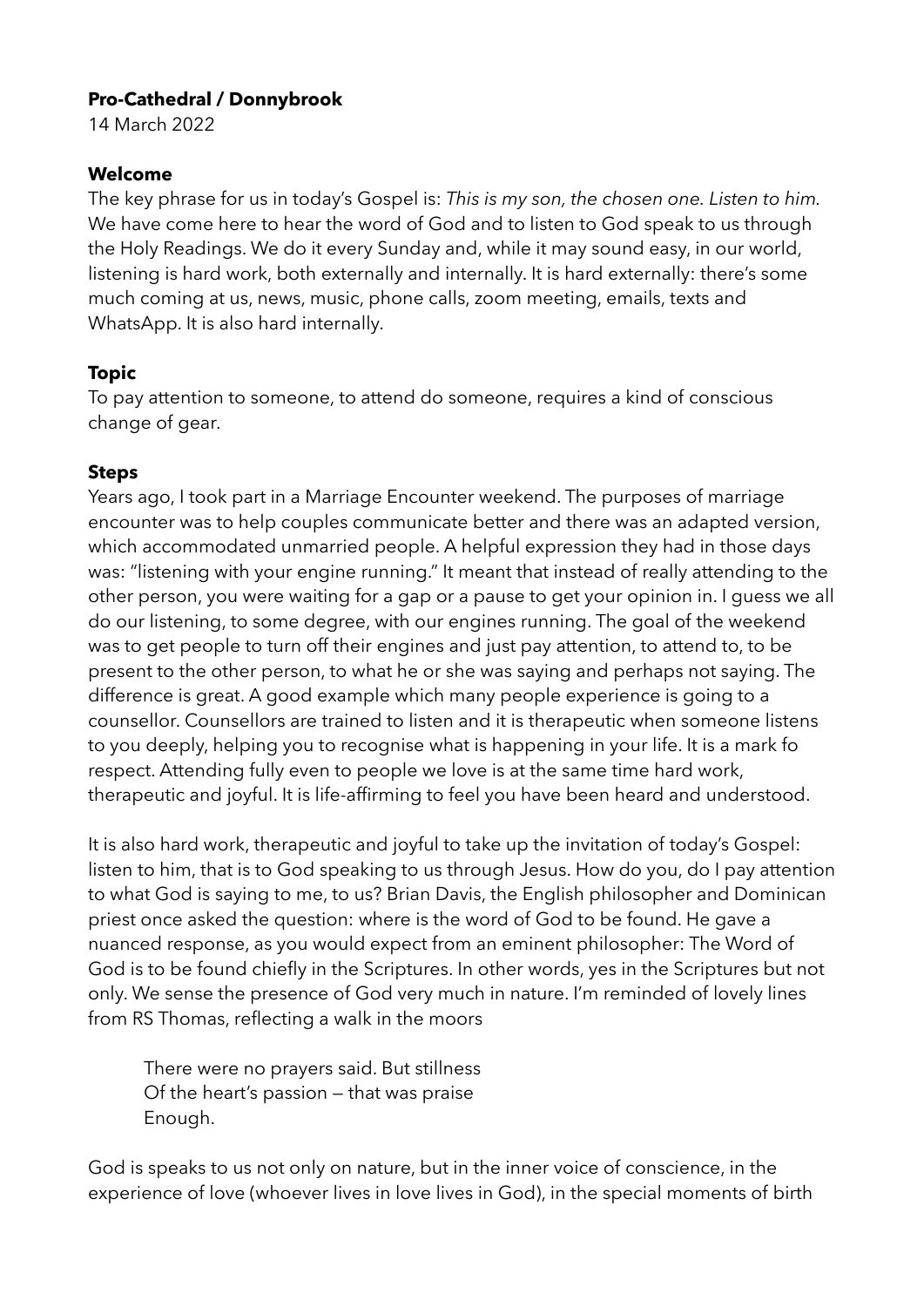**Pro-Cathedral / Donnybrook**
14 March 2022

**Welcome**
The key phrase for us in today's Gospel is: *This is my son, the chosen one. Listen to him.* We have come here to hear the word of God and to listen to God speak to us through the Holy Readings. We do it every Sunday and, while it may sound easy, in our world, listening is hard work, both externally and internally. It is hard externally: there's some much coming at us, news, music, phone calls, zoom meeting, emails, texts and WhatsApp. It is also hard internally.

**Topic**
To pay attention to someone, to attend do someone, requires a kind of conscious change of gear.

**Steps**
Years ago, I took part in a Marriage Encounter weekend. The purposes of marriage encounter was to help couples communicate better and there was an adapted version, which accommodated unmarried people. A helpful expression they had in those days was: "listening with your engine running." It meant that instead of really attending to the other person, you were waiting for a gap or a pause to get your opinion in. I guess we all do our listening, to some degree, with our engines running. The goal of the weekend was to get people to turn off their engines and just pay attention, to attend to, to be present to the other person, to what he or she was saying and perhaps not saying. The difference is great. A good example which many people experience is going to a counsellor. Counsellors are trained to listen and it is therapeutic when someone listens to you deeply, helping you to recognise what is happening in your life. It is a mark fo respect. Attending fully even to people we love is at the same time hard work, therapeutic and joyful. It is life-affirming to feel you have been heard and understood.

It is also hard work, therapeutic and joyful to take up the invitation of today's Gospel: listen to him, that is to God speaking to us through Jesus. How do you, do I pay attention to what God is saying to me, to us? Brian Davis, the English philosopher and Dominican priest once asked the question: where is the word of God to be found. He gave a nuanced response, as you would expect from an eminent philosopher: The Word of God is to be found chiefly in the Scriptures. In other words, yes in the Scriptures but not only. We sense the presence of God very much in nature. I'm reminded of lovely lines from RS Thomas, reflecting a walk in the moors

> There were no prayers said. But stillness
> Of the heart's passion — that was praise
> Enough.

God is speaks to us not only on nature, but in the inner voice of conscience, in the experience of love (whoever lives in love lives in God), in the special moments of birth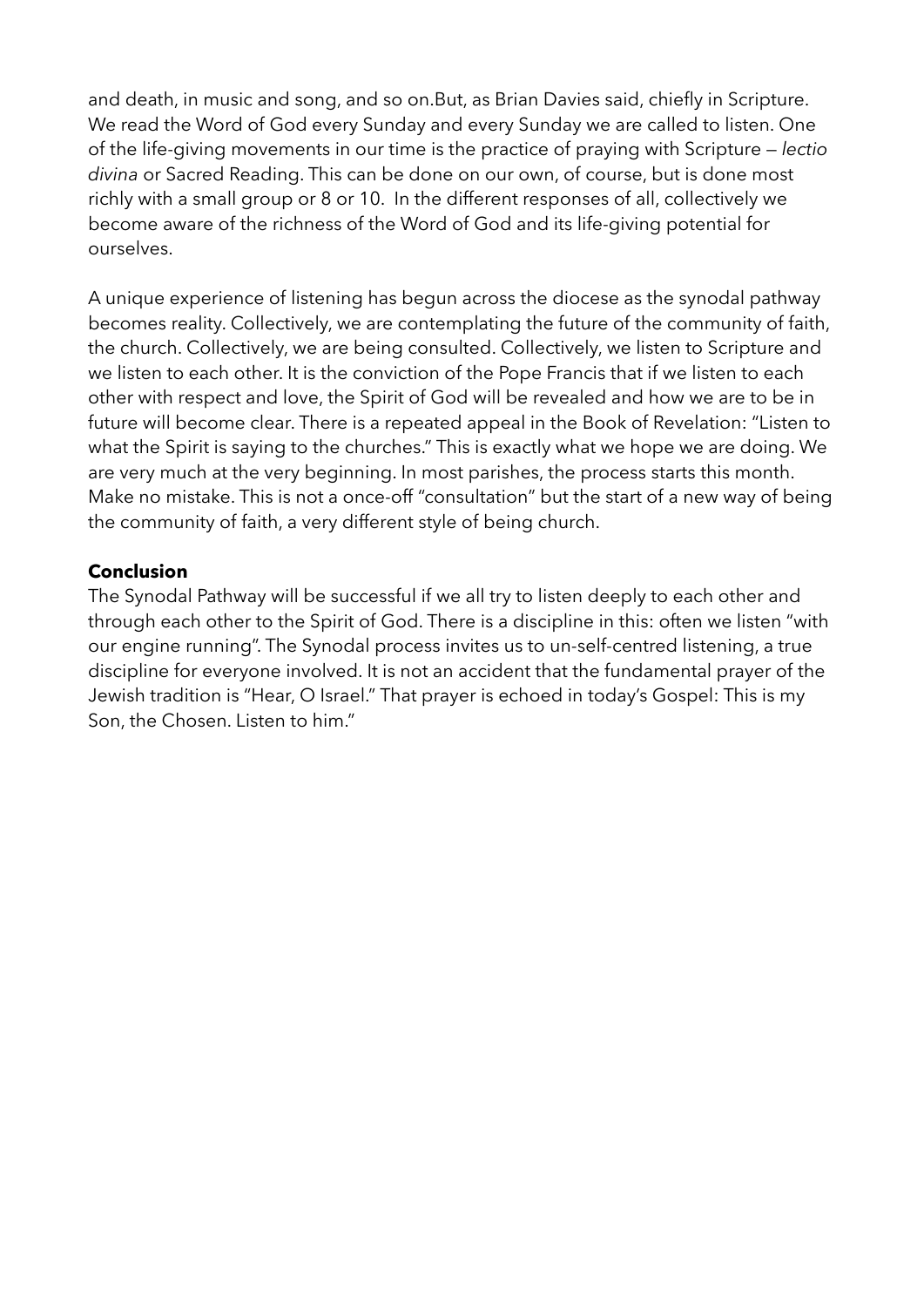and death, in music and song, and so on.But, as Brian Davies said, chiefly in Scripture. We read the Word of God every Sunday and every Sunday we are called to listen. One of the life-giving movements in our time is the practice of praying with Scripture — *lectio divina* or Sacred Reading. This can be done on our own, of course, but is done most richly with a small group or 8 or 10. In the different responses of all, collectively we become aware of the richness of the Word of God and its life-giving potential for ourselves.

A unique experience of listening has begun across the diocese as the synodal pathway becomes reality. Collectively, we are contemplating the future of the community of faith, the church. Collectively, we are being consulted. Collectively, we listen to Scripture and we listen to each other. It is the conviction of the Pope Francis that if we listen to each other with respect and love, the Spirit of God will be revealed and how we are to be in future will become clear. There is a repeated appeal in the Book of Revelation: "Listen to what the Spirit is saying to the churches." This is exactly what we hope we are doing. We are very much at the very beginning. In most parishes, the process starts this month. Make no mistake. This is not a once-off "consultation" but the start of a new way of being the community of faith, a very different style of being church.

**Conclusion**

The Synodal Pathway will be successful if we all try to listen deeply to each other and through each other to the Spirit of God. There is a discipline in this: often we listen "with our engine running". The Synodal process invites us to un-self-centred listening, a true discipline for everyone involved. It is not an accident that the fundamental prayer of the Jewish tradition is "Hear, O Israel." That prayer is echoed in today's Gospel: This is my Son, the Chosen. Listen to him."